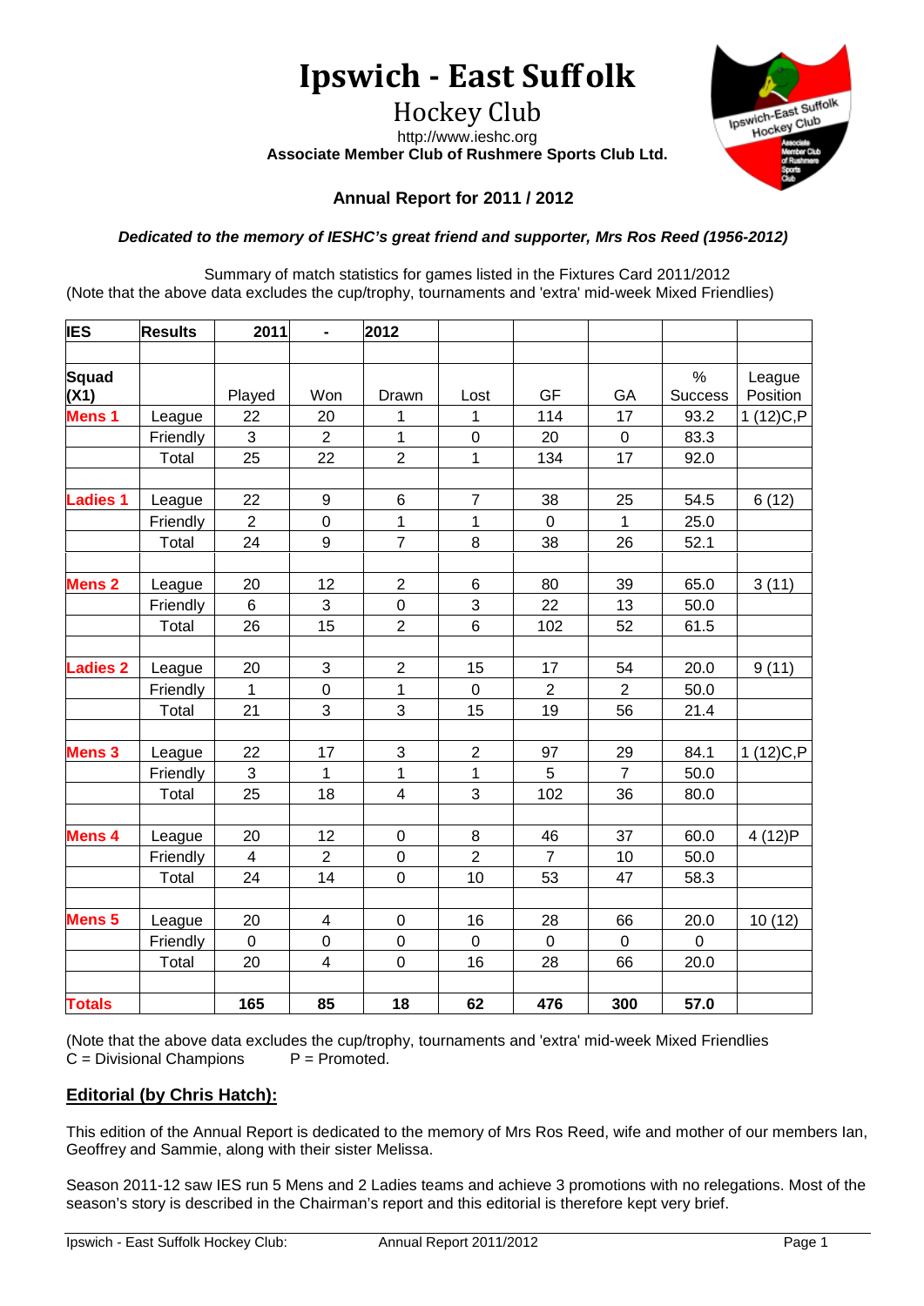# Ipswich - East Suffolk

## Hockey Club

http://www.ieshc.org

**Associate Member Club of Rushmere Sports Club Ltd.**

### Annual Report for 2011 / 2012

***Dedicated to the memory of IESHC's great friend and supporter, Mrs Ros Reed (1956-2012)***

Summary of match statistics for games listed in the Fixtures Card 2011/2012
(Note that the above data excludes the cup/trophy, tournaments and 'extra' mid-week Mixed Friendlies)

| **IES** | **Results** | **2011** | **-** | **2012** | | | | | |
|---|---|---|---|---|---|---|---|---|---|
| | | | | | | | | | |
| **Squad (X1)** | | Played | Won | Drawn | Lost | GF | GA | % Success | League Position |
| **Mens 1** | League | 22 | 20 | 1 | 1 | 114 | 17 | 93.2 | 1 (12)C,P |
| | Friendly | 3 | 2 | 1 | 0 | 20 | 0 | 83.3 | |
| | Total | 25 | 22 | 2 | 1 | 134 | 17 | 92.0 | |
| | | | | | | | | | |
| **Ladies 1** | League | 22 | 9 | 6 | 7 | 38 | 25 | 54.5 | 6 (12) |
| | Friendly | 2 | 0 | 1 | 1 | 0 | 1 | 25.0 | |
| | Total | 24 | 9 | 7 | 8 | 38 | 26 | 52.1 | |
| | | | | | | | | | |
| **Mens 2** | League | 20 | 12 | 2 | 6 | 80 | 39 | 65.0 | 3 (11) |
| | Friendly | 6 | 3 | 0 | 3 | 22 | 13 | 50.0 | |
| | Total | 26 | 15 | 2 | 6 | 102 | 52 | 61.5 | |
| | | | | | | | | | |
| **Ladies 2** | League | 20 | 3 | 2 | 15 | 17 | 54 | 20.0 | 9 (11) |
| | Friendly | 1 | 0 | 1 | 0 | 2 | 2 | 50.0 | |
| | Total | 21 | 3 | 3 | 15 | 19 | 56 | 21.4 | |
| | | | | | | | | | |
| **Mens 3** | League | 22 | 17 | 3 | 2 | 97 | 29 | 84.1 | 1 (12)C,P |
| | Friendly | 3 | 1 | 1 | 1 | 5 | 7 | 50.0 | |
| | Total | 25 | 18 | 4 | 3 | 102 | 36 | 80.0 | |
| | | | | | | | | | |
| **Mens 4** | League | 20 | 12 | 0 | 8 | 46 | 37 | 60.0 | 4 (12)P |
| | Friendly | 4 | 2 | 0 | 2 | 7 | 10 | 50.0 | |
| | Total | 24 | 14 | 0 | 10 | 53 | 47 | 58.3 | |
| | | | | | | | | | |
| **Mens 5** | League | 20 | 4 | 0 | 16 | 28 | 66 | 20.0 | 10 (12) |
| | Friendly | 0 | 0 | 0 | 0 | 0 | 0 | 0 | |
| | Total | 20 | 4 | 0 | 16 | 28 | 66 | 20.0 | |
| | | | | | | | | | |
| **Totals** | | **165** | **85** | **18** | **62** | **476** | **300** | **57.0** | |

(Note that the above data excludes the cup/trophy, tournaments and 'extra' mid-week Mixed Friendlies
C = Divisional Champions P = Promoted.

**Editorial (by Chris Hatch):**

This edition of the Annual Report is dedicated to the memory of Mrs Ros Reed, wife and mother of our members Ian, Geoffrey and Sammie, along with their sister Melissa.

Season 2011-12 saw IES run 5 Mens and 2 Ladies teams and achieve 3 promotions with no relegations. Most of the season's story is described in the Chairman's report and this editorial is therefore kept very brief.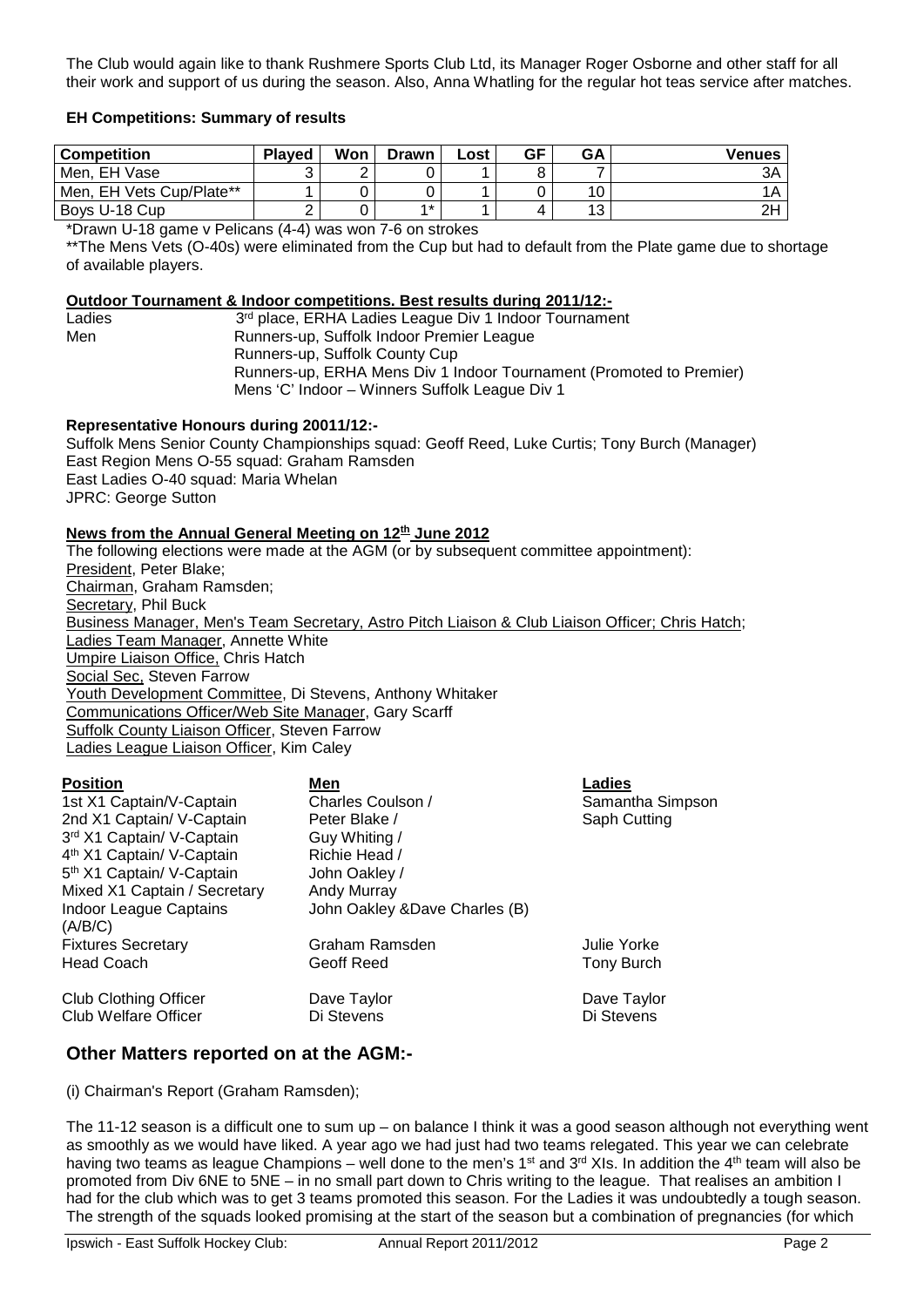The Club would again like to thank Rushmere Sports Club Ltd, its Manager Roger Osborne and other staff for all their work and support of us during the season. Also, Anna Whatling for the regular hot teas service after matches.

**EH Competitions: Summary of results**

| Competition | Played | Won | Drawn | Lost | GF | GA | Venues |
|---|---|---|---|---|---|---|---|
| Men, EH Vase | 3 | 2 | 0 | 1 | 8 | 7 | 3A |
| Men, EH Vets Cup/Plate** | 1 | 0 | 0 | 1 | 0 | 10 | 1A |
| Boys U-18 Cup | 2 | 0 | 1* | 1 | 4 | 13 | 2H |

*Drawn U-18 game v Pelicans (4-4) was won 7-6 on strokes

**The Mens Vets (O-40s) were eliminated from the Cup but had to default from the Plate game due to shortage of available players.

**Outdoor Tournament & Indoor competitions. Best results during 2011/12:-**

Ladies: 3rd place, ERHA Ladies League Div 1 Indoor Tournament

Men: Runners-up, Suffolk Indoor Premier League
Runners-up, Suffolk County Cup
Runners-up, ERHA Mens Div 1 Indoor Tournament (Promoted to Premier)
Mens 'C' Indoor – Winners Suffolk League Div 1

**Representative Honours during 20011/12:-**

Suffolk Mens Senior County Championships squad: Geoff Reed, Luke Curtis; Tony Burch (Manager)
East Region Mens O-55 squad: Graham Ramsden
East Ladies O-40 squad: Maria Whelan
JPRC: George Sutton

**News from the Annual General Meeting on 12th June 2012**

The following elections were made at the AGM (or by subsequent committee appointment):
President, Peter Blake;
Chairman, Graham Ramsden;
Secretary, Phil Buck
Business Manager, Men's Team Secretary, Astro Pitch Liaison & Club Liaison Officer; Chris Hatch;
Ladies Team Manager, Annette White
Umpire Liaison Office, Chris Hatch
Social Sec, Steven Farrow
Youth Development Committee, Di Stevens, Anthony Whitaker
Communications Officer/Web Site Manager, Gary Scarff
Suffolk County Liaison Officer, Steven Farrow
Ladies League Liaison Officer, Kim Caley

| Position | Men | Ladies |
|---|---|---|
| 1st X1 Captain/V-Captain | Charles Coulson / | Samantha Simpson |
| 2nd X1 Captain/ V-Captain | Peter Blake / | Saph Cutting |
| 3rd X1 Captain/ V-Captain | Guy Whiting / | |
| 4th X1 Captain/ V-Captain | Richie Head / | |
| 5th X1 Captain/ V-Captain | John Oakley / | |
| Mixed X1 Captain / Secretary | Andy Murray | |
| Indoor League Captains (A/B/C) | John Oakley &Dave Charles (B) | |
| Fixtures Secretary | Graham Ramsden | Julie Yorke |
| Head Coach | Geoff Reed | Tony Burch |
| Club Clothing Officer | Dave Taylor | Dave Taylor |
| Club Welfare Officer | Di Stevens | Di Stevens |

## Other Matters reported on at the AGM:-

(i) Chairman's Report (Graham Ramsden);

The 11-12 season is a difficult one to sum up – on balance I think it was a good season although not everything went as smoothly as we would have liked. A year ago we had just had two teams relegated. This year we can celebrate having two teams as league Champions – well done to the men's 1st and 3rd XIs. In addition the 4th team will also be promoted from Div 6NE to 5NE – in no small part down to Chris writing to the league. That realises an ambition I had for the club which was to get 3 teams promoted this season. For the Ladies it was undoubtedly a tough season. The strength of the squads looked promising at the start of the season but a combination of pregnancies (for which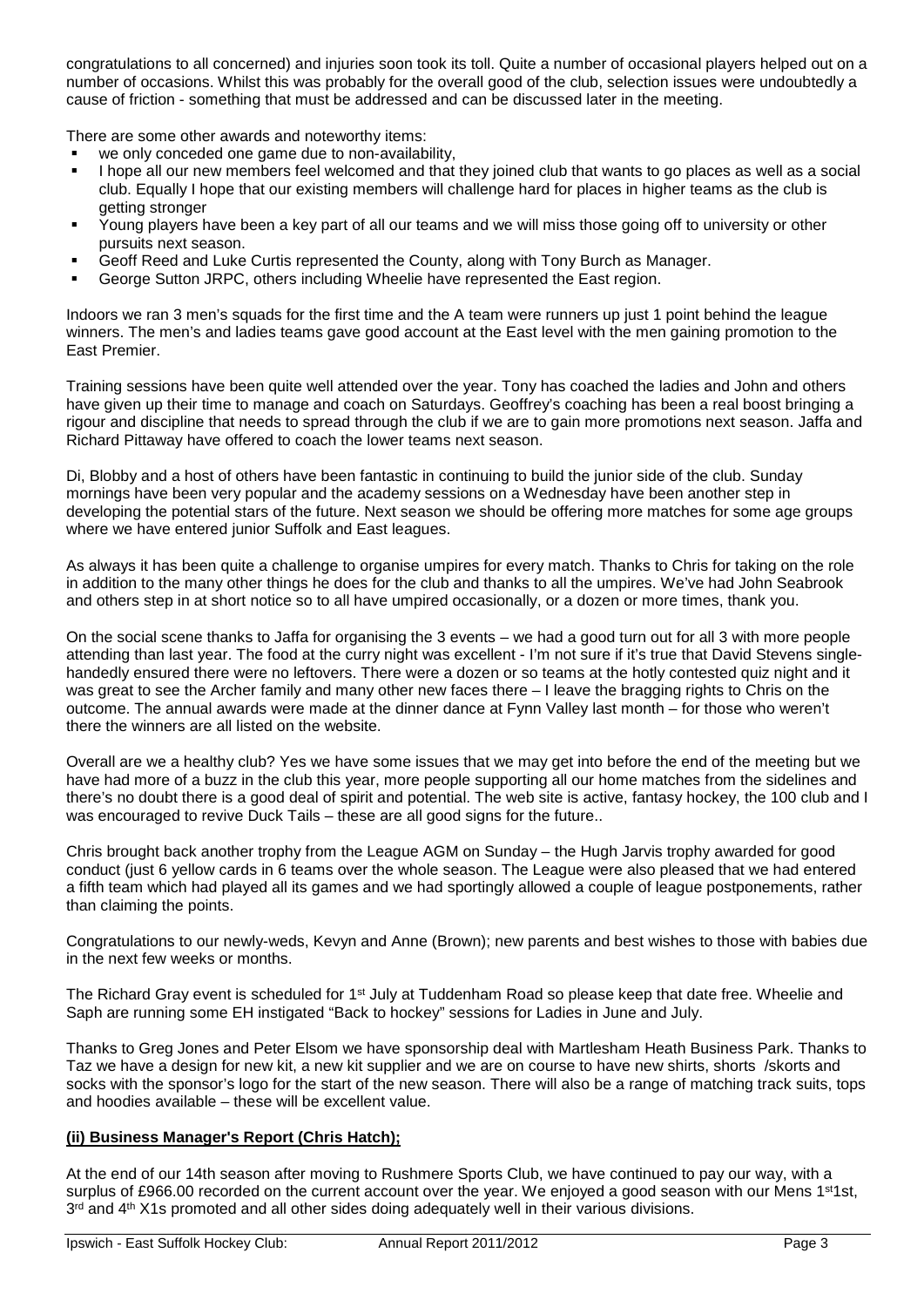congratulations to all concerned) and injuries soon took its toll. Quite a number of occasional players helped out on a number of occasions. Whilst this was probably for the overall good of the club, selection issues were undoubtedly a cause of friction - something that must be addressed and can be discussed later in the meeting.

There are some other awards and noteworthy items:

- we only conceded one game due to non-availability,
- I hope all our new members feel welcomed and that they joined club that wants to go places as well as a social club. Equally I hope that our existing members will challenge hard for places in higher teams as the club is getting stronger
- Young players have been a key part of all our teams and we will miss those going off to university or other pursuits next season.
- Geoff Reed and Luke Curtis represented the County, along with Tony Burch as Manager.
- George Sutton JRPC, others including Wheelie have represented the East region.

Indoors we ran 3 men's squads for the first time and the A team were runners up just 1 point behind the league winners. The men's and ladies teams gave good account at the East level with the men gaining promotion to the East Premier.

Training sessions have been quite well attended over the year. Tony has coached the ladies and John and others have given up their time to manage and coach on Saturdays. Geoffrey's coaching has been a real boost bringing a rigour and discipline that needs to spread through the club if we are to gain more promotions next season. Jaffa and Richard Pittaway have offered to coach the lower teams next season.

Di, Blobby and a host of others have been fantastic in continuing to build the junior side of the club. Sunday mornings have been very popular and the academy sessions on a Wednesday have been another step in developing the potential stars of the future. Next season we should be offering more matches for some age groups where we have entered junior Suffolk and East leagues.

As always it has been quite a challenge to organise umpires for every match. Thanks to Chris for taking on the role in addition to the many other things he does for the club and thanks to all the umpires. We've had John Seabrook and others step in at short notice so to all have umpired occasionally, or a dozen or more times, thank you.

On the social scene thanks to Jaffa for organising the 3 events – we had a good turn out for all 3 with more people attending than last year. The food at the curry night was excellent - I'm not sure if it's true that David Stevens single-handedly ensured there were no leftovers. There were a dozen or so teams at the hotly contested quiz night and it was great to see the Archer family and many other new faces there – I leave the bragging rights to Chris on the outcome. The annual awards were made at the dinner dance at Fynn Valley last month – for those who weren't there the winners are all listed on the website.

Overall are we a healthy club? Yes we have some issues that we may get into before the end of the meeting but we have had more of a buzz in the club this year, more people supporting all our home matches from the sidelines and there's no doubt there is a good deal of spirit and potential. The web site is active, fantasy hockey, the 100 club and I was encouraged to revive Duck Tails – these are all good signs for the future..

Chris brought back another trophy from the League AGM on Sunday – the Hugh Jarvis trophy awarded for good conduct (just 6 yellow cards in 6 teams over the whole season. The League were also pleased that we had entered a fifth team which had played all its games and we had sportingly allowed a couple of league postponements, rather than claiming the points.

Congratulations to our newly-weds, Kevyn and Anne (Brown); new parents and best wishes to those with babies due in the next few weeks or months.

The Richard Gray event is scheduled for 1st July at Tuddenham Road so please keep that date free. Wheelie and Saph are running some EH instigated "Back to hockey" sessions for Ladies in June and July.

Thanks to Greg Jones and Peter Elsom we have sponsorship deal with Martlesham Heath Business Park. Thanks to Taz we have a design for new kit, a new kit supplier and we are on course to have new shirts, shorts /skorts and socks with the sponsor's logo for the start of the new season. There will also be a range of matching track suits, tops and hoodies available – these will be excellent value.

**(ii) Business Manager's Report (Chris Hatch);**

At the end of our 14th season after moving to Rushmere Sports Club, we have continued to pay our way, with a surplus of £966.00 recorded on the current account over the year. We enjoyed a good season with our Mens 1st1st, 3rd and 4th X1s promoted and all other sides doing adequately well in their various divisions.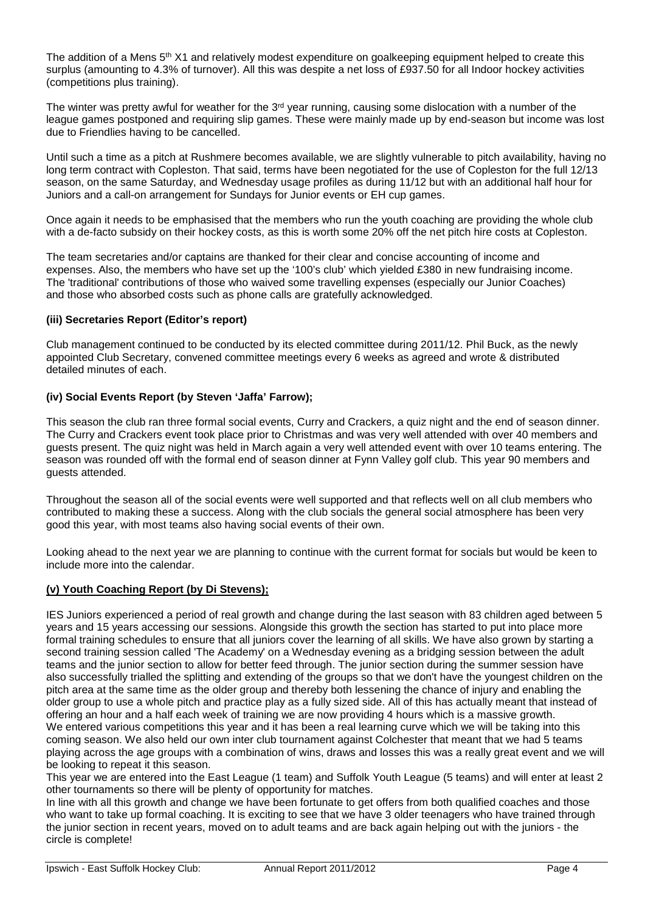The addition of a Mens 5th X1 and relatively modest expenditure on goalkeeping equipment helped to create this surplus (amounting to 4.3% of turnover). All this was despite a net loss of £937.50 for all Indoor hockey activities (competitions plus training).

The winter was pretty awful for weather for the 3rd year running, causing some dislocation with a number of the league games postponed and requiring slip games. These were mainly made up by end-season but income was lost due to Friendlies having to be cancelled.

Until such a time as a pitch at Rushmere becomes available, we are slightly vulnerable to pitch availability, having no long term contract with Copleston. That said, terms have been negotiated for the use of Copleston for the full 12/13 season, on the same Saturday, and Wednesday usage profiles as during 11/12 but with an additional half hour for Juniors and a call-on arrangement for Sundays for Junior events or EH cup games.

Once again it needs to be emphasised that the members who run the youth coaching are providing the whole club with a de-facto subsidy on their hockey costs, as this is worth some 20% off the net pitch hire costs at Copleston.

The team secretaries and/or captains are thanked for their clear and concise accounting of income and expenses. Also, the members who have set up the '100's club' which yielded £380 in new fundraising income. The 'traditional' contributions of those who waived some travelling expenses (especially our Junior Coaches) and those who absorbed costs such as phone calls are gratefully acknowledged.

**(iii) Secretaries Report (Editor's report)**

Club management continued to be conducted by its elected committee during 2011/12. Phil Buck, as the newly appointed Club Secretary, convened committee meetings every 6 weeks as agreed and wrote & distributed detailed minutes of each.

**(iv) Social Events Report (by Steven 'Jaffa' Farrow);**

This season the club ran three formal social events, Curry and Crackers, a quiz night and the end of season dinner. The Curry and Crackers event took place prior to Christmas and was very well attended with over 40 members and guests present. The quiz night was held in March again a very well attended event with over 10 teams entering. The season was rounded off with the formal end of season dinner at Fynn Valley golf club. This year 90 members and guests attended.

Throughout the season all of the social events were well supported and that reflects well on all club members who contributed to making these a success. Along with the club socials the general social atmosphere has been very good this year, with most teams also having social events of their own.

Looking ahead to the next year we are planning to continue with the current format for socials but would be keen to include more into the calendar.

**(v) Youth Coaching Report (by Di Stevens);**

IES Juniors experienced a period of real growth and change during the last season with 83 children aged between 5 years and 15 years accessing our sessions. Alongside this growth the section has started to put into place more formal training schedules to ensure that all juniors cover the learning of all skills. We have also grown by starting a second training session called 'The Academy' on a Wednesday evening as a bridging session between the adult teams and the junior section to allow for better feed through. The junior section during the summer session have also successfully trialled the splitting and extending of the groups so that we don't have the youngest children on the pitch area at the same time as the older group and thereby both lessening the chance of injury and enabling the older group to use a whole pitch and practice play as a fully sized side. All of this has actually meant that instead of offering an hour and a half each week of training we are now providing 4 hours which is a massive growth.
We entered various competitions this year and it has been a real learning curve which we will be taking into this coming season. We also held our own inter club tournament against Colchester that meant that we had 5 teams playing across the age groups with a combination of wins, draws and losses this was a really great event and we will be looking to repeat it this season.
This year we are entered into the East League (1 team) and Suffolk Youth League (5 teams) and will enter at least 2 other tournaments so there will be plenty of opportunity for matches.
In line with all this growth and change we have been fortunate to get offers from both qualified coaches and those who want to take up formal coaching. It is exciting to see that we have 3 older teenagers who have trained through the junior section in recent years, moved on to adult teams and are back again helping out with the juniors - the circle is complete!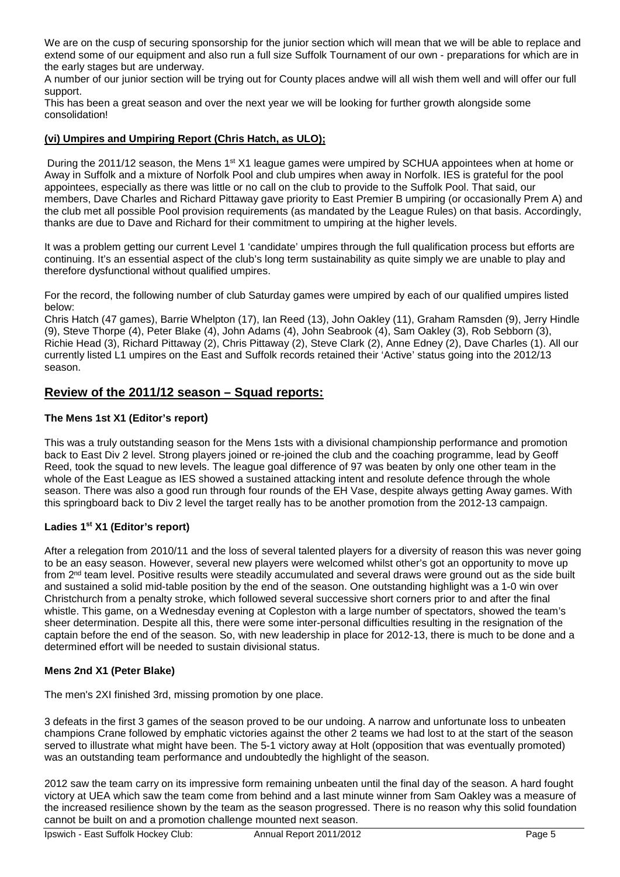We are on the cusp of securing sponsorship for the junior section which will mean that we will be able to replace and extend some of our equipment and also run a full size Suffolk Tournament of our own - preparations for which are in the early stages but are underway.

A number of our junior section will be trying out for County places andwe will all wish them well and will offer our full support.

This has been a great season and over the next year we will be looking for further growth alongside some consolidation!

### (vi) Umpires and Umpiring Report (Chris Hatch, as ULO);

During the 2011/12 season, the Mens 1st X1 league games were umpired by SCHUA appointees when at home or Away in Suffolk and a mixture of Norfolk Pool and club umpires when away in Norfolk. IES is grateful for the pool appointees, especially as there was little or no call on the club to provide to the Suffolk Pool. That said, our members, Dave Charles and Richard Pittaway gave priority to East Premier B umpiring (or occasionally Prem A) and the club met all possible Pool provision requirements (as mandated by the League Rules) on that basis. Accordingly, thanks are due to Dave and Richard for their commitment to umpiring at the higher levels.

It was a problem getting our current Level 1 'candidate' umpires through the full qualification process but efforts are continuing. It's an essential aspect of the club's long term sustainability as quite simply we are unable to play and therefore dysfunctional without qualified umpires.

For the record, the following number of club Saturday games were umpired by each of our qualified umpires listed below:

Chris Hatch (47 games), Barrie Whelpton (17), Ian Reed (13), John Oakley (11), Graham Ramsden (9), Jerry Hindle (9), Steve Thorpe (4), Peter Blake (4), John Adams (4), John Seabrook (4), Sam Oakley (3), Rob Sebborn (3), Richie Head (3), Richard Pittaway (2), Chris Pittaway (2), Steve Clark (2), Anne Edney (2), Dave Charles (1). All our currently listed L1 umpires on the East and Suffolk records retained their 'Active' status going into the 2012/13 season.

## Review of the 2011/12 season – Squad reports:

### The Mens 1st X1 (Editor's report)

This was a truly outstanding season for the Mens 1sts with a divisional championship performance and promotion back to East Div 2 level. Strong players joined or re-joined the club and the coaching programme, lead by Geoff Reed, took the squad to new levels. The league goal difference of 97 was beaten by only one other team in the whole of the East League as IES showed a sustained attacking intent and resolute defence through the whole season. There was also a good run through four rounds of the EH Vase, despite always getting Away games. With this springboard back to Div 2 level the target really has to be another promotion from the 2012-13 campaign.

### Ladies 1st X1 (Editor's report)

After a relegation from 2010/11 and the loss of several talented players for a diversity of reason this was never going to be an easy season. However, several new players were welcomed whilst other's got an opportunity to move up from 2nd team level. Positive results were steadily accumulated and several draws were ground out as the side built and sustained a solid mid-table position by the end of the season. One outstanding highlight was a 1-0 win over Christchurch from a penalty stroke, which followed several successive short corners prior to and after the final whistle. This game, on a Wednesday evening at Copleston with a large number of spectators, showed the team's sheer determination. Despite all this, there were some inter-personal difficulties resulting in the resignation of the captain before the end of the season. So, with new leadership in place for 2012-13, there is much to be done and a determined effort will be needed to sustain divisional status.

### Mens 2nd X1 (Peter Blake)

The men's 2XI finished 3rd, missing promotion by one place.

3 defeats in the first 3 games of the season proved to be our undoing. A narrow and unfortunate loss to unbeaten champions Crane followed by emphatic victories against the other 2 teams we had lost to at the start of the season served to illustrate what might have been. The 5-1 victory away at Holt (opposition that was eventually promoted) was an outstanding team performance and undoubtedly the highlight of the season.

2012 saw the team carry on its impressive form remaining unbeaten until the final day of the season. A hard fought victory at UEA which saw the team come from behind and a last minute winner from Sam Oakley was a measure of the increased resilience shown by the team as the season progressed. There is no reason why this solid foundation cannot be built on and a promotion challenge mounted next season.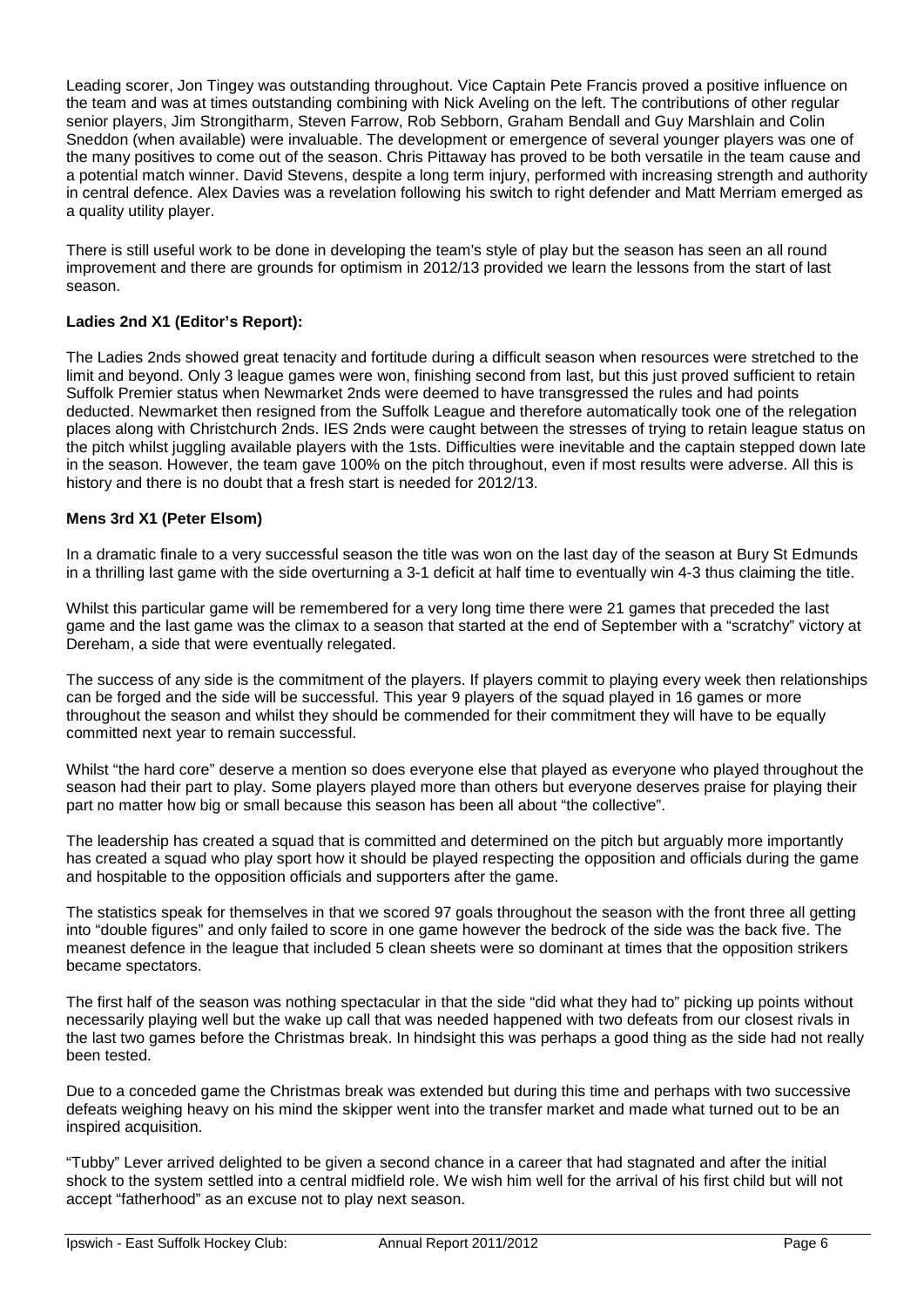Leading scorer, Jon Tingey was outstanding throughout. Vice Captain Pete Francis proved a positive influence on the team and was at times outstanding combining with Nick Aveling on the left. The contributions of other regular senior players, Jim Strongitharm, Steven Farrow, Rob Sebborn, Graham Bendall and Guy Marshlain and Colin Sneddon (when available) were invaluable. The development or emergence of several younger players was one of the many positives to come out of the season. Chris Pittaway has proved to be both versatile in the team cause and a potential match winner. David Stevens, despite a long term injury, performed with increasing strength and authority in central defence. Alex Davies was a revelation following his switch to right defender and Matt Merriam emerged as a quality utility player.

There is still useful work to be done in developing the team's style of play but the season has seen an all round improvement and there are grounds for optimism in 2012/13 provided we learn the lessons from the start of last season.

**Ladies 2nd X1 (Editor's Report):**

The Ladies 2nds showed great tenacity and fortitude during a difficult season when resources were stretched to the limit and beyond. Only 3 league games were won, finishing second from last, but this just proved sufficient to retain Suffolk Premier status when Newmarket 2nds were deemed to have transgressed the rules and had points deducted. Newmarket then resigned from the Suffolk League and therefore automatically took one of the relegation places along with Christchurch 2nds. IES 2nds were caught between the stresses of trying to retain league status on the pitch whilst juggling available players with the 1sts. Difficulties were inevitable and the captain stepped down late in the season. However, the team gave 100% on the pitch throughout, even if most results were adverse. All this is history and there is no doubt that a fresh start is needed for 2012/13.

**Mens 3rd X1 (Peter Elsom)**

In a dramatic finale to a very successful season the title was won on the last day of the season at Bury St Edmunds in a thrilling last game with the side overturning a 3-1 deficit at half time to eventually win 4-3 thus claiming the title.

Whilst this particular game will be remembered for a very long time there were 21 games that preceded the last game and the last game was the climax to a season that started at the end of September with a "scratchy" victory at Dereham, a side that were eventually relegated.

The success of any side is the commitment of the players. If players commit to playing every week then relationships can be forged and the side will be successful. This year 9 players of the squad played in 16 games or more throughout the season and whilst they should be commended for their commitment they will have to be equally committed next year to remain successful.

Whilst "the hard core" deserve a mention so does everyone else that played as everyone who played throughout the season had their part to play. Some players played more than others but everyone deserves praise for playing their part no matter how big or small because this season has been all about "the collective".

The leadership has created a squad that is committed and determined on the pitch but arguably more importantly has created a squad who play sport how it should be played respecting the opposition and officials during the game and hospitable to the opposition officials and supporters after the game.

The statistics speak for themselves in that we scored 97 goals throughout the season with the front three all getting into "double figures" and only failed to score in one game however the bedrock of the side was the back five. The meanest defence in the league that included 5 clean sheets were so dominant at times that the opposition strikers became spectators.

The first half of the season was nothing spectacular in that the side "did what they had to" picking up points without necessarily playing well but the wake up call that was needed happened with two defeats from our closest rivals in the last two games before the Christmas break. In hindsight this was perhaps a good thing as the side had not really been tested.

Due to a conceded game the Christmas break was extended but during this time and perhaps with two successive defeats weighing heavy on his mind the skipper went into the transfer market and made what turned out to be an inspired acquisition.

"Tubby" Lever arrived delighted to be given a second chance in a career that had stagnated and after the initial shock to the system settled into a central midfield role. We wish him well for the arrival of his first child but will not accept "fatherhood" as an excuse not to play next season.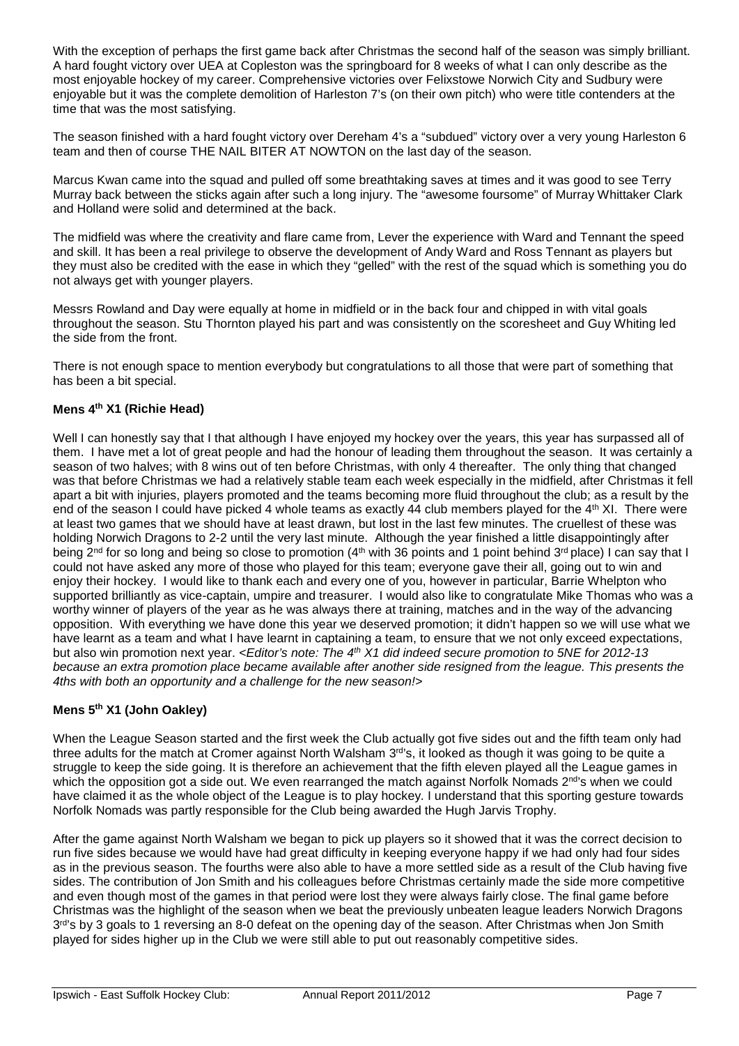With the exception of perhaps the first game back after Christmas the second half of the season was simply brilliant. A hard fought victory over UEA at Copleston was the springboard for 8 weeks of what I can only describe as the most enjoyable hockey of my career. Comprehensive victories over Felixstowe Norwich City and Sudbury were enjoyable but it was the complete demolition of Harleston 7's (on their own pitch) who were title contenders at the time that was the most satisfying.

The season finished with a hard fought victory over Dereham 4's a "subdued" victory over a very young Harleston 6 team and then of course THE NAIL BITER AT NOWTON on the last day of the season.

Marcus Kwan came into the squad and pulled off some breathtaking saves at times and it was good to see Terry Murray back between the sticks again after such a long injury. The "awesome foursome" of Murray Whittaker Clark and Holland were solid and determined at the back.

The midfield was where the creativity and flare came from, Lever the experience with Ward and Tennant the speed and skill. It has been a real privilege to observe the development of Andy Ward and Ross Tennant as players but they must also be credited with the ease in which they "gelled" with the rest of the squad which is something you do not always get with younger players.

Messrs Rowland and Day were equally at home in midfield or in the back four and chipped in with vital goals throughout the season. Stu Thornton played his part and was consistently on the scoresheet and Guy Whiting led the side from the front.

There is not enough space to mention everybody but congratulations to all those that were part of something that has been a bit special.

### Mens 4th X1 (Richie Head)

Well I can honestly say that I that although I have enjoyed my hockey over the years, this year has surpassed all of them. I have met a lot of great people and had the honour of leading them throughout the season. It was certainly a season of two halves; with 8 wins out of ten before Christmas, with only 4 thereafter. The only thing that changed was that before Christmas we had a relatively stable team each week especially in the midfield, after Christmas it fell apart a bit with injuries, players promoted and the teams becoming more fluid throughout the club; as a result by the end of the season I could have picked 4 whole teams as exactly 44 club members played for the 4th XI. There were at least two games that we should have at least drawn, but lost in the last few minutes. The cruellest of these was holding Norwich Dragons to 2-2 until the very last minute. Although the year finished a little disappointingly after being 2nd for so long and being so close to promotion (4th with 36 points and 1 point behind 3rd place) I can say that I could not have asked any more of those who played for this team; everyone gave their all, going out to win and enjoy their hockey. I would like to thank each and every one of you, however in particular, Barrie Whelpton who supported brilliantly as vice-captain, umpire and treasurer. I would also like to congratulate Mike Thomas who was a worthy winner of players of the year as he was always there at training, matches and in the way of the advancing opposition. With everything we have done this year we deserved promotion; it didn't happen so we will use what we have learnt as a team and what I have learnt in captaining a team, to ensure that we not only exceed expectations, but also win promotion next year. <*Editor's note: The 4th X1 did indeed secure promotion to 5NE for 2012-13 because an extra promotion place became available after another side resigned from the league. This presents the 4ths with both an opportunity and a challenge for the new season!*>

### Mens 5th X1 (John Oakley)

When the League Season started and the first week the Club actually got five sides out and the fifth team only had three adults for the match at Cromer against North Walsham 3rd's, it looked as though it was going to be quite a struggle to keep the side going. It is therefore an achievement that the fifth eleven played all the League games in which the opposition got a side out. We even rearranged the match against Norfolk Nomads 2nd's when we could have claimed it as the whole object of the League is to play hockey. I understand that this sporting gesture towards Norfolk Nomads was partly responsible for the Club being awarded the Hugh Jarvis Trophy.

After the game against North Walsham we began to pick up players so it showed that it was the correct decision to run five sides because we would have had great difficulty in keeping everyone happy if we had only had four sides as in the previous season. The fourths were also able to have a more settled side as a result of the Club having five sides. The contribution of Jon Smith and his colleagues before Christmas certainly made the side more competitive and even though most of the games in that period were lost they were always fairly close. The final game before Christmas was the highlight of the season when we beat the previously unbeaten league leaders Norwich Dragons 3rd's by 3 goals to 1 reversing an 8-0 defeat on the opening day of the season. After Christmas when Jon Smith played for sides higher up in the Club we were still able to put out reasonably competitive sides.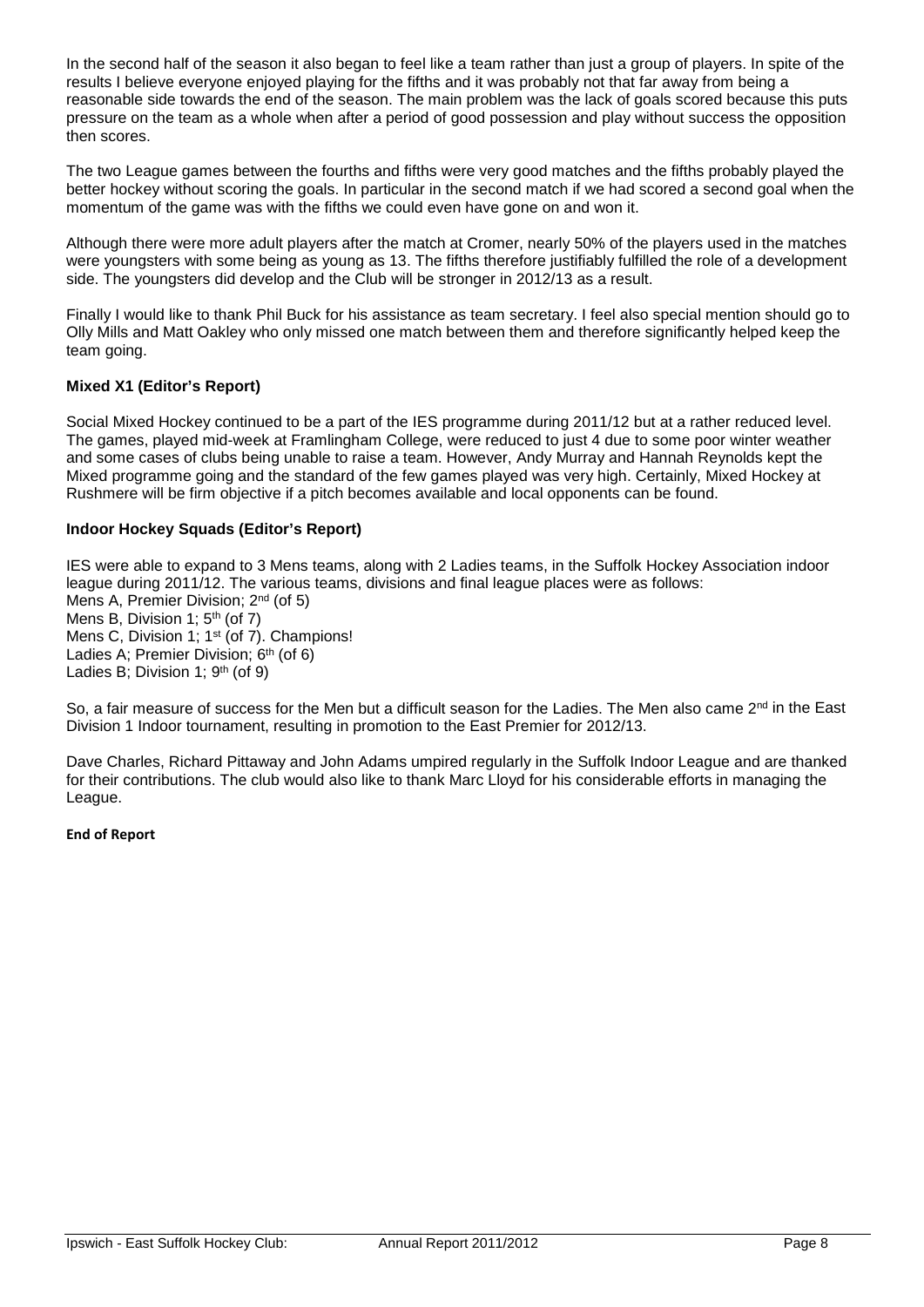In the second half of the season it also began to feel like a team rather than just a group of players. In spite of the results I believe everyone enjoyed playing for the fifths and it was probably not that far away from being a reasonable side towards the end of the season. The main problem was the lack of goals scored because this puts pressure on the team as a whole when after a period of good possession and play without success the opposition then scores.

The two League games between the fourths and fifths were very good matches and the fifths probably played the better hockey without scoring the goals. In particular in the second match if we had scored a second goal when the momentum of the game was with the fifths we could even have gone on and won it.

Although there were more adult players after the match at Cromer, nearly 50% of the players used in the matches were youngsters with some being as young as 13. The fifths therefore justifiably fulfilled the role of a development side. The youngsters did develop and the Club will be stronger in 2012/13 as a result.

Finally I would like to thank Phil Buck for his assistance as team secretary. I feel also special mention should go to Olly Mills and Matt Oakley who only missed one match between them and therefore significantly helped keep the team going.

**Mixed X1 (Editor's Report)**

Social Mixed Hockey continued to be a part of the IES programme during 2011/12 but at a rather reduced level. The games, played mid-week at Framlingham College, were reduced to just 4 due to some poor winter weather and some cases of clubs being unable to raise a team. However, Andy Murray and Hannah Reynolds kept the Mixed programme going and the standard of the few games played was very high. Certainly, Mixed Hockey at Rushmere will be firm objective if a pitch becomes available and local opponents can be found.

**Indoor Hockey Squads (Editor's Report)**

IES were able to expand to 3 Mens teams, along with 2 Ladies teams, in the Suffolk Hockey Association indoor league during 2011/12. The various teams, divisions and final league places were as follows:
Mens A, Premier Division; 2nd (of 5)
Mens B, Division 1; 5th (of 7)
Mens C, Division 1; 1st (of 7). Champions!
Ladies A; Premier Division; 6th (of 6)
Ladies B; Division 1; 9th (of 9)

So, a fair measure of success for the Men but a difficult season for the Ladies. The Men also came 2nd in the East Division 1 Indoor tournament, resulting in promotion to the East Premier for 2012/13.

Dave Charles, Richard Pittaway and John Adams umpired regularly in the Suffolk Indoor League and are thanked for their contributions. The club would also like to thank Marc Lloyd for his considerable efforts in managing the League.

**End of Report**